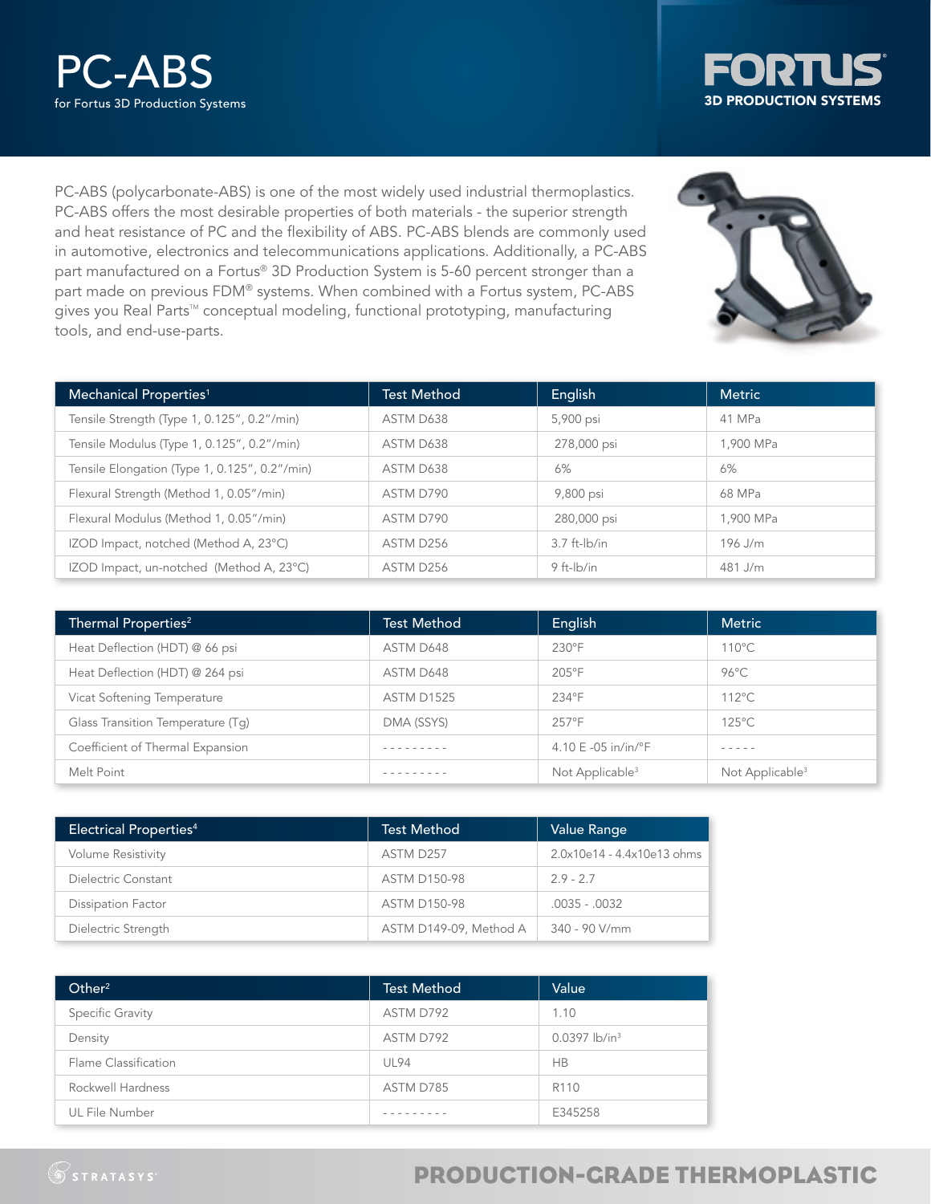# PC-ABS

for Fortus 3D Production Systems

FORTUS 3D PRODUCTION SYSTEMS

PC-ABS (polycarbonate-ABS) is one of the most widely used industrial thermoplastics. PC-ABS offers the most desirable properties of both materials - the superior strength and heat resistance of PC and the flexibility of ABS. PC-ABS blends are commonly used in automotive, electronics and telecommunications applications. Additionally, a PC-ABS part manufactured on a Fortus® 3D Production System is 5-60 percent stronger than a part made on previous FDM® systems. When combined with a Fortus system, PC-ABS gives you Real Parts™ conceptual modeling, functional prototyping, manufacturing tools, and end-use-parts.

| Mechanical Properties[1] | Test Method | English | Metric |
|---|---|---|---|
| Tensile Strength (Type 1, 0.125", 0.2"/min) | ASTM D638 | 5,900 psi | 41 MPa |
| Tensile Modulus (Type 1, 0.125", 0.2"/min) | ASTM D638 | 278,000 psi | 1,900 MPa |
| Tensile Elongation (Type 1, 0.125", 0.2"/min) | ASTM D638 | 6% | 6% |
| Flexural Strength (Method 1, 0.05"/min) | ASTM D790 | 9,800 psi | 68 MPa |
| Flexural Modulus (Method 1, 0.05"/min) | ASTM D790 | 280,000 psi | 1,900 MPa |
| IZOD Impact, notched (Method A, 23°C) | ASTM D256 | 3.7 ft-lb/in | 196 J/m |
| IZOD Impact, un-notched (Method A, 23°C) | ASTM D256 | 9 ft-lb/in | 481 J/m |

| Thermal Properties[2] | Test Method | English | Metric |
|---|---|---|---|
| Heat Deflection (HDT) @ 66 psi | ASTM D648 | 230°F | 110°C |
| Heat Deflection (HDT) @ 264 psi | ASTM D648 | 205°F | 96°C |
| Vicat Softening Temperature | ASTM D1525 | 234°F | 112°C |
| Glass Transition Temperature (Tg) | DMA (SSYS) | 257°F | 125°C |
| Coefficient of Thermal Expansion | --------- | 4.10 E -05 in/in/°F | ----- |
| Melt Point | --------- | Not Applicable[3] | Not Applicable[3] |

| Electrical Properties[4] | Test Method | Value Range |
|---|---|---|
| Volume Resistivity | ASTM D257 | 2.0x10e14 - 4.4x10e13 ohms |
| Dielectric Constant | ASTM D150-98 | 2.9 - 2.7 |
| Dissipation Factor | ASTM D150-98 | .0035 - .0032 |
| Dielectric Strength | ASTM D149-09, Method A | 340 - 90 V/mm |

| Other[2] | Test Method | Value |
|---|---|---|
| Specific Gravity | ASTM D792 | 1.10 |
| Density | ASTM D792 | 0.0397 lb/in³ |
| Flame Classification | UL94 | HB |
| Rockwell Hardness | ASTM D785 | R110 |
| UL File Number | --------- | E345258 |

STRATASYS

PRODUCTION-GRADE THERMOPLASTIC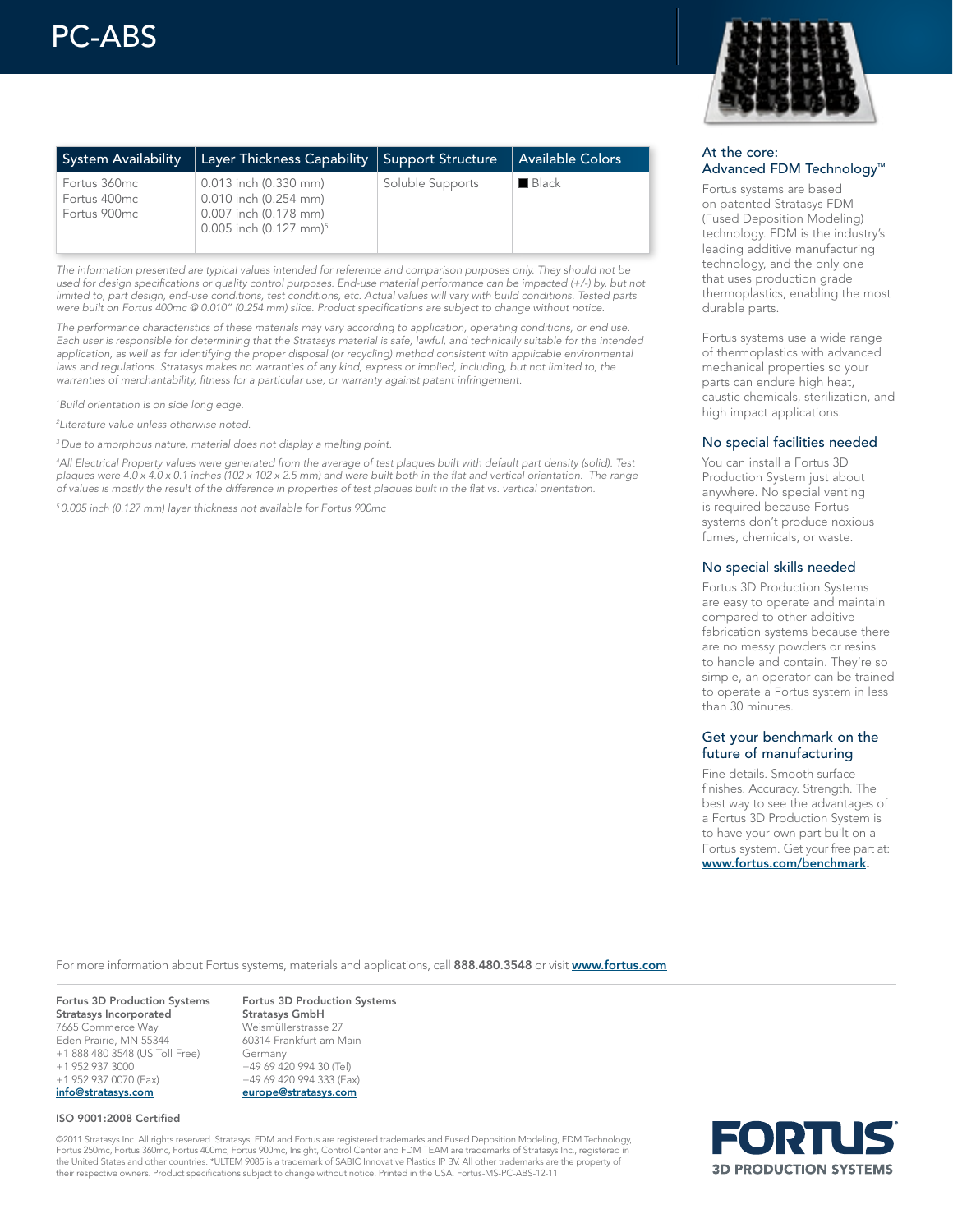# PC-ABS

| System Availability | Layer Thickness Capability | Support Structure | Available Colors |
| --- | --- | --- | --- |
| Fortus 360mc<br>Fortus 400mc<br>Fortus 900mc | 0.013 inch (0.330 mm)<br>0.010 inch (0.254 mm)<br>0.007 inch (0.178 mm)<br>0.005 inch (0.127 mm)[5] | Soluble Supports | ■ Black |

*The information presented are typical values intended for reference and comparison purposes only. They should not be used for design specifications or quality control purposes. End-use material performance can be impacted (+/-) by, but not limited to, part design, end-use conditions, test conditions, etc. Actual values will vary with build conditions. Tested parts were built on Fortus 400mc @ 0.010" (0.254 mm) slice. Product specifications are subject to change without notice.*

*The performance characteristics of these materials may vary according to application, operating conditions, or end use. Each user is responsible for determining that the Stratasys material is safe, lawful, and technically suitable for the intended application, as well as for identifying the proper disposal (or recycling) method consistent with applicable environmental laws and regulations. Stratasys makes no warranties of any kind, express or implied, including, but not limited to, the warranties of merchantability, fitness for a particular use, or warranty against patent infringement.*

[1] *Build orientation is on side long edge.*

[2] *Literature value unless otherwise noted.*

[3] *Due to amorphous nature, material does not display a melting point.*

[4] *All Electrical Property values were generated from the average of test plaques built with default part density (solid). Test plaques were 4.0 x 4.0 x 0.1 inches (102 x 102 x 2.5 mm) and were built both in the flat and vertical orientation. The range of values is mostly the result of the difference in properties of test plaques built in the flat vs. vertical orientation.*

[5] *0.005 inch (0.127 mm) layer thickness not available for Fortus 900mc*

## At the core: Advanced FDM Technology™

Fortus systems are based on patented Stratasys FDM (Fused Deposition Modeling) technology. FDM is the industry's leading additive manufacturing technology, and the only one that uses production grade thermoplastics, enabling the most durable parts.

Fortus systems use a wide range of thermoplastics with advanced mechanical properties so your parts can endure high heat, caustic chemicals, sterilization, and high impact applications.

## No special facilities needed

You can install a Fortus 3D Production System just about anywhere. No special venting is required because Fortus systems don't produce noxious fumes, chemicals, or waste.

## No special skills needed

Fortus 3D Production Systems are easy to operate and maintain compared to other additive fabrication systems because there are no messy powders or resins to handle and contain. They're so simple, an operator can be trained to operate a Fortus system in less than 30 minutes.

## Get your benchmark on the future of manufacturing

Fine details. Smooth surface finishes. Accuracy. Strength. The best way to see the advantages of a Fortus 3D Production System is to have your own part built on a Fortus system. Get your free part at: **www.fortus.com/benchmark**.

For more information about Fortus systems, materials and applications, call **888.480.3548** or visit **www.fortus.com**

**Fortus 3D Production Systems**
**Stratasys Incorporated**
7665 Commerce Way
Eden Prairie, MN 55344
+1 888 480 3548 (US Toll Free)
+1 952 937 3000
+1 952 937 0070 (Fax)
**info@stratasys.com**

**Fortus 3D Production Systems**
**Stratasys GmbH**
Weismüllerstrasse 27
60314 Frankfurt am Main
Germany
+49 69 420 994 30 (Tel)
+49 69 420 994 333 (Fax)
**europe@stratasys.com**

**ISO 9001:2008 Certified**

©2011 Stratasys Inc. All rights reserved. Stratasys, FDM and Fortus are registered trademarks and Fused Deposition Modeling, FDM Technology, Fortus 250mc, Fortus 360mc, Fortus 400mc, Fortus 900mc, Insight, Control Center and FDM TEAM are trademarks of Stratasys Inc., registered in the United States and other countries. *ULTEM 9085 is a trademark of SABIC Innovative Plastics IP BV. All other trademarks are the property of their respective owners. Product specifications subject to change without notice. Printed in the USA. Fortus-MS-PC-ABS-12-11

**FORTUS®**
**3D PRODUCTION SYSTEMS**